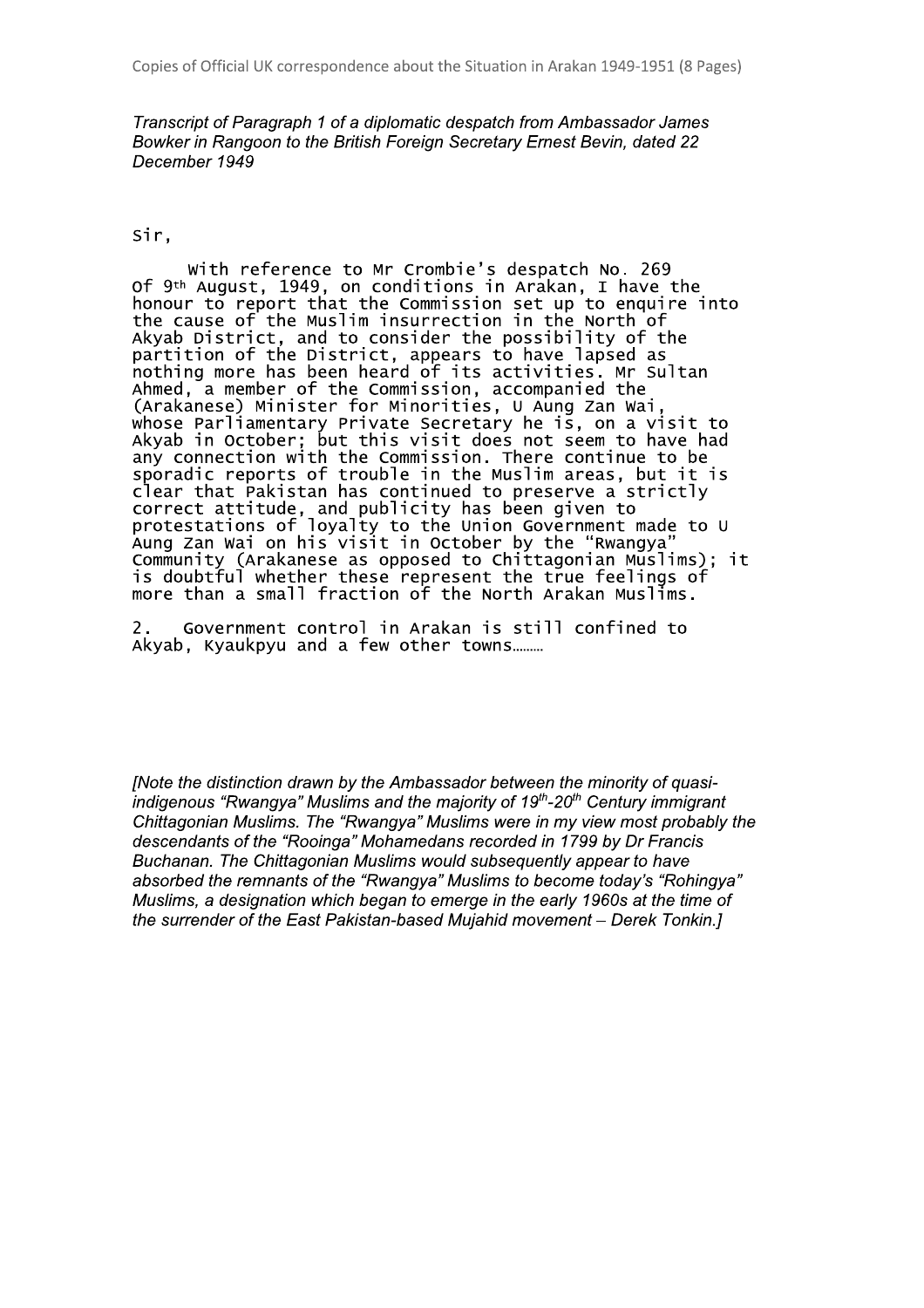Copies of Official UK correspondence about the Situation in Arakan 1949-1951 (8 Pages)

*Transcript of Paragraph 1 of a diplomatic despatch from Ambassador James Bowker in Rangoon to the British Foreign Secretary Ernest Bevin, dated 22 December 1949*

Sir,

With reference to Mr Crombie's despatch No. 269 of 9th August, 1949, on conditions in Arakan, I have the honour to report that the Commission set up to enquire into the cause of the Muslim insurrection in the North of Akyab District, and to consider the possibility of the partition of the District, appears to have lapsed as nothing more has been heard of its activities. Mr Sultan Ahmed, a member of the Commission, accompanied the (Arakanese) Minister for Minorities, U Aung Zan Wai, whose Parliamentary Private Secretary he is, on a visit to Akyab in October; but this visit does not seem to have had any connection with the Commission. There continue to be sporadic reports of trouble in the Muslim areas, but it is clear that Pakistan has continued to preserve a strictly correct attitude, and publicity has been given to protestations of loyalty to the Union Government made to U Aung Zan Wai on his visit in October by the "Rwangya" Community (Arakanese as opposed to Chittagonian Muslims); it is doubtful whether these represent the true feelings of more than a small fraction of the North Arakan Muslims.

2. Government control in Arakan is still confined to Akyab, Kyaukpyu and a few other towns………

*[Note the distinction drawn by the Ambassador between the minority of quasi-indigenous "Rwangya" Muslims and the majority of 19th-20th Century immigrant Chittagonian Muslims. The "Rwangya" Muslims were in my view most probably the descendants of the "Rooinga" Mohamedans recorded in 1799 by Dr Francis Buchanan. The Chittagonian Muslims would subsequently appear to have absorbed the remnants of the "Rwangya" Muslims to become today's "Rohingya" Muslims, a designation which began to emerge in the early 1960s at the time of the surrender of the East Pakistan-based Mujahid movement – Derek Tonkin.]*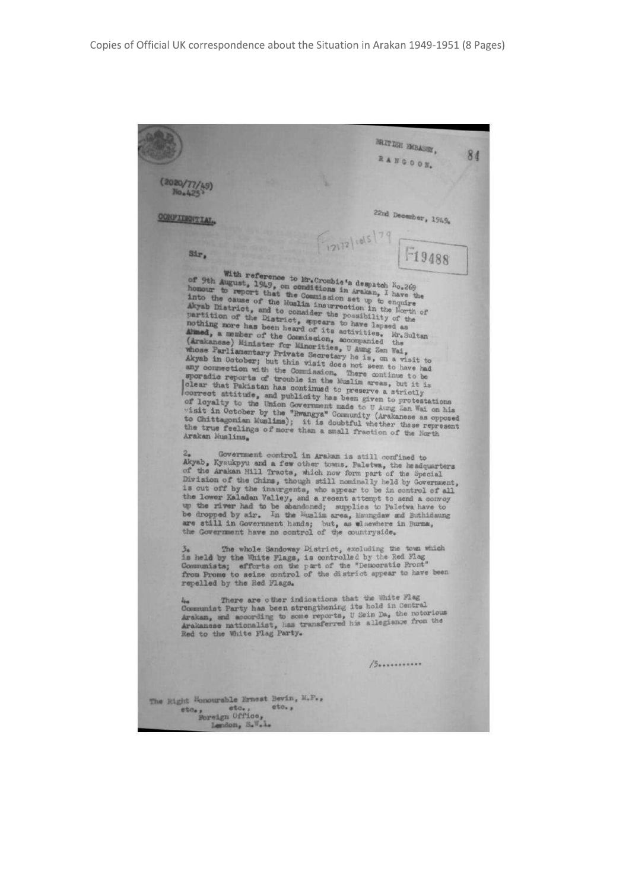BRITISH EMBASSY,

RANGOON.

(2020/77/49)
No.425

CONFIDENTIAL.

22nd December, 1949.

F19488

Sir,

With reference to Mr. Crombie's despatch No.269 of 9th August, 1949, on conditions in Arakan, I have the honour to report that the Commission set up to enquire into the cause of the Muslim insurrection in the North of Akyab District, and to consider the possibility of the partition of the District, appears to have lapsed as nothing more has been heard of its activities. Mr. Sultan Ahmed, a member of the Commission, accompanied the (Arakanese) Minister for Minorities, U Aung Zan Wai, whose Parliamentary Private Secretary he is, on a visit to Akyab in October; but this visit does not seem to have had any connection with the Commission. There continue to be sporadic reports of trouble in the Muslim areas, but it is clear that Pakistan has continued to preserve a strictly correct attitude, and publicity has been given to protestations of loyalty to the Union Government made to U Aung Zan Wai on his visit in October by the "Rwangya" Community (Arakanese as opposed to Chittagonian Muslims); it is doubtful whether these represent the true feelings of more than a small fraction of the North Arakan Muslims.

2. Government control in Arakan is still confined to Akyab, Kyaukpyu and a few other towns. Paletwa, the headquarters of the Arakan Hill Tracts, which now form part of the Special Division of the Chins, though still nominally held by Government, is cut off by the insurgents, who appear to be in control of all the lower Kaladan Valley, and a recent attempt to send a convoy up the river had to be abandoned; supplies to Paletwa have to be dropped by air. In the Muslim area, Maungdaw and Buthidaung are still in Government hands; but, as elsewhere in Burma, the Government have no control of the countryside.

3. The whole Sandoway District, excluding the town which is held by the White Flags, is controlled by the Red Flag Communists; efforts on the part of the "Democratic Front" from Prome to seize control of the district appear to have been repelled by the Red Flags.

4. There are other indications that the White Flag Communist Party has been strengthening its hold in Central Arakan, and according to some reports, U Sein Da, the notorious Arakanese nationalist, has transferred his allegiance from the Red to the White Flag Party.

/5............

The Right Honourable Ernest Bevin, M.P.,
etc., etc., etc.,
Foreign Office,
London, S.W.1.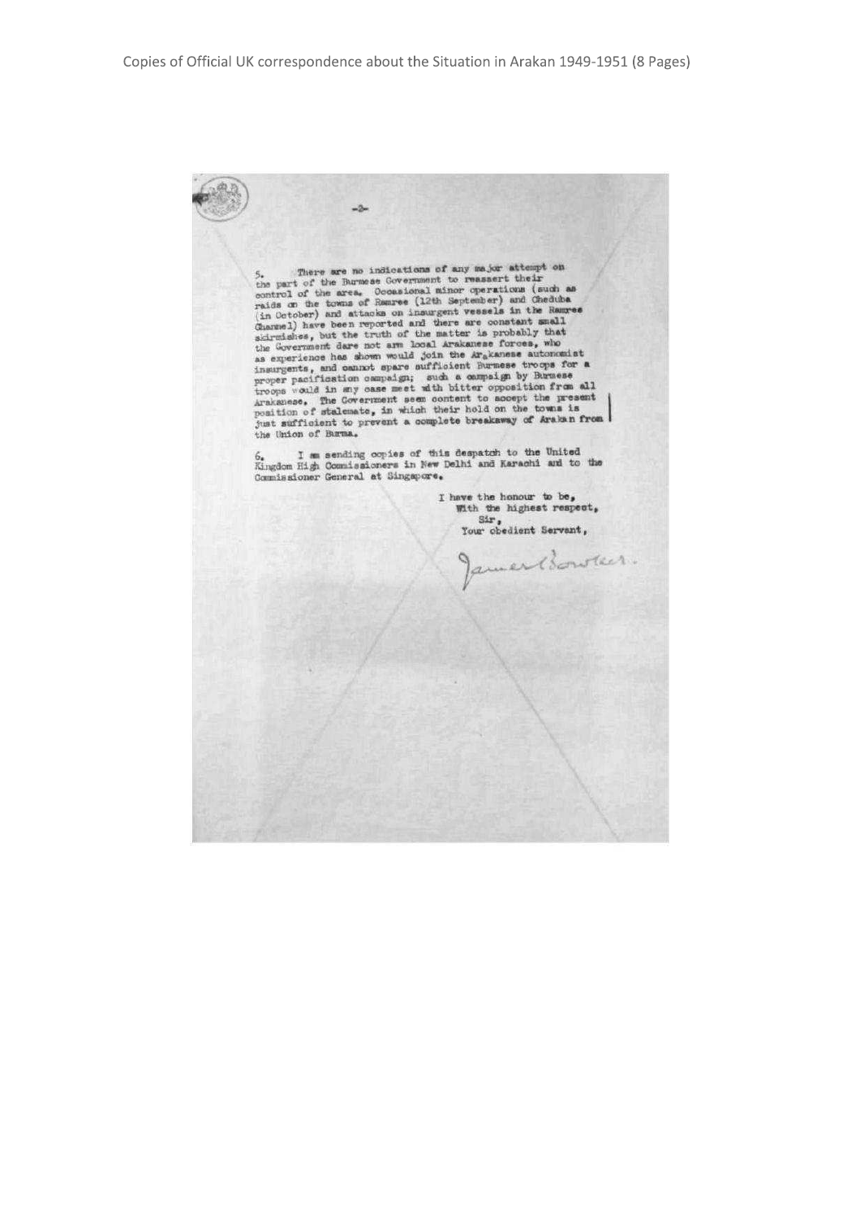5. There are no indications of any major attempt on the part of the Burmese Government to reassert their control of the area. Occasional minor operations (such as raids on the towns of Ramree (12th September) and Cheduba (in October) and attacks on insurgent vessels in the Ramree Channel) have been reported and there are constant small skirmishes, but the truth of the matter is probably that the Government dare not arm local Arakanese forces, who as experience has shown would join the Arakanese autonomist insurgents, and cannot spare sufficient Burmese troops for a proper pacification campaign; such a campaign by Burmese troops would in any case meet with bitter opposition from all Arakanese. The Government seem content to accept the present position of stalemate, in which their hold on the towns is just sufficient to prevent a complete breakaway of Arakan from the Union of Burma.

6. I am sending copies of this despatch to the United Kingdom High Commissioners in New Delhi and Karachi and to the Commissioner General at Singapore.

I have the honour to be,
With the highest respect,
Sir,
Your obedient Servant,

James Bowker.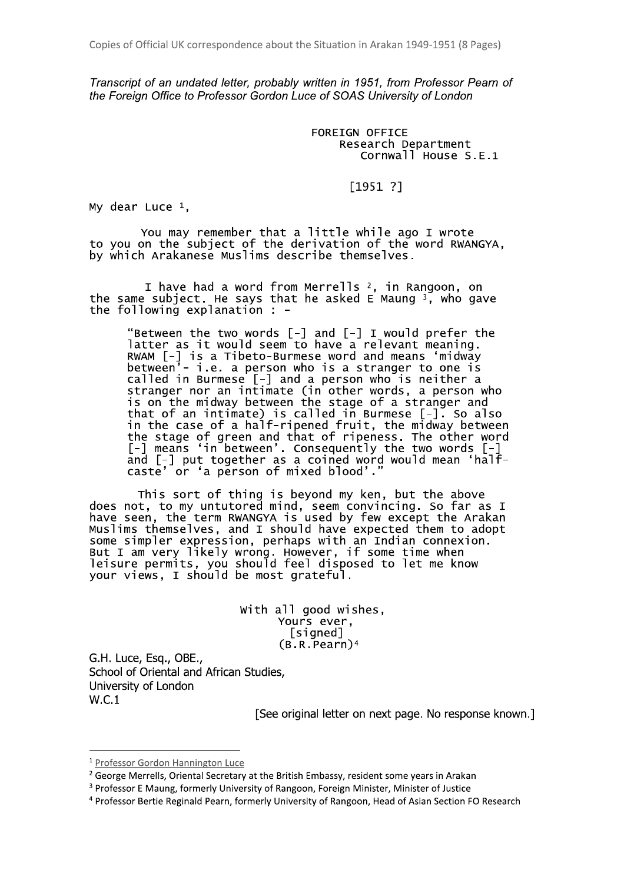*Transcript of an undated letter, probably written in 1951, from Professor Pearn of the Foreign Office to Professor Gordon Luce of SOAS University of London*

FOREIGN OFFICE
Research Department
Cornwall House S.E.1

[1951 ?]

My dear Luce [1],

You may remember that a little while ago I wrote to you on the subject of the derivation of the word RWANGYA, by which Arakanese Muslims describe themselves.

I have had a word from Merrells [2], in Rangoon, on the same subject. He says that he asked E Maung [3], who gave the following explanation : -

> "Between the two words [-] and [-] I would prefer the latter as it would seem to have a relevant meaning. RWAM [-] is a Tibeto-Burmese word and means 'midway between'- i.e. a person who is a stranger to one is called in Burmese [-] and a person who is neither a stranger nor an intimate (in other words, a person who is on the midway between the stage of a stranger and that of an intimate) is called in Burmese [-]. So also in the case of a half-ripened fruit, the midway between the stage of green and that of ripeness. The other word [-] means 'in between'. Consequently the two words [-] and [-] put together as a coined word would mean 'half-caste' or 'a person of mixed blood'."

This sort of thing is beyond my ken, but the above does not, to my untutored mind, seem convincing. So far as I have seen, the term RWANGYA is used by few except the Arakan Muslims themselves, and I should have expected them to adopt some simpler expression, perhaps with an Indian connexion. But I am very likely wrong. However, if some time when leisure permits, you should feel disposed to let me know your views, I should be most grateful.

With all good wishes,
Yours ever,
[signed]
(B.R.Pearn)[4]

G.H. Luce, Esq., OBE.,
School of Oriental and African Studies,
University of London
W.C.1

[See original letter on next page. No response known.]

---

[1] Professor Gordon Hannington Luce
[2] George Merrells, Oriental Secretary at the British Embassy, resident some years in Arakan
[3] Professor E Maung, formerly University of Rangoon, Foreign Minister, Minister of Justice
[4] Professor Bertie Reginald Pearn, formerly University of Rangoon, Head of Asian Section FO Research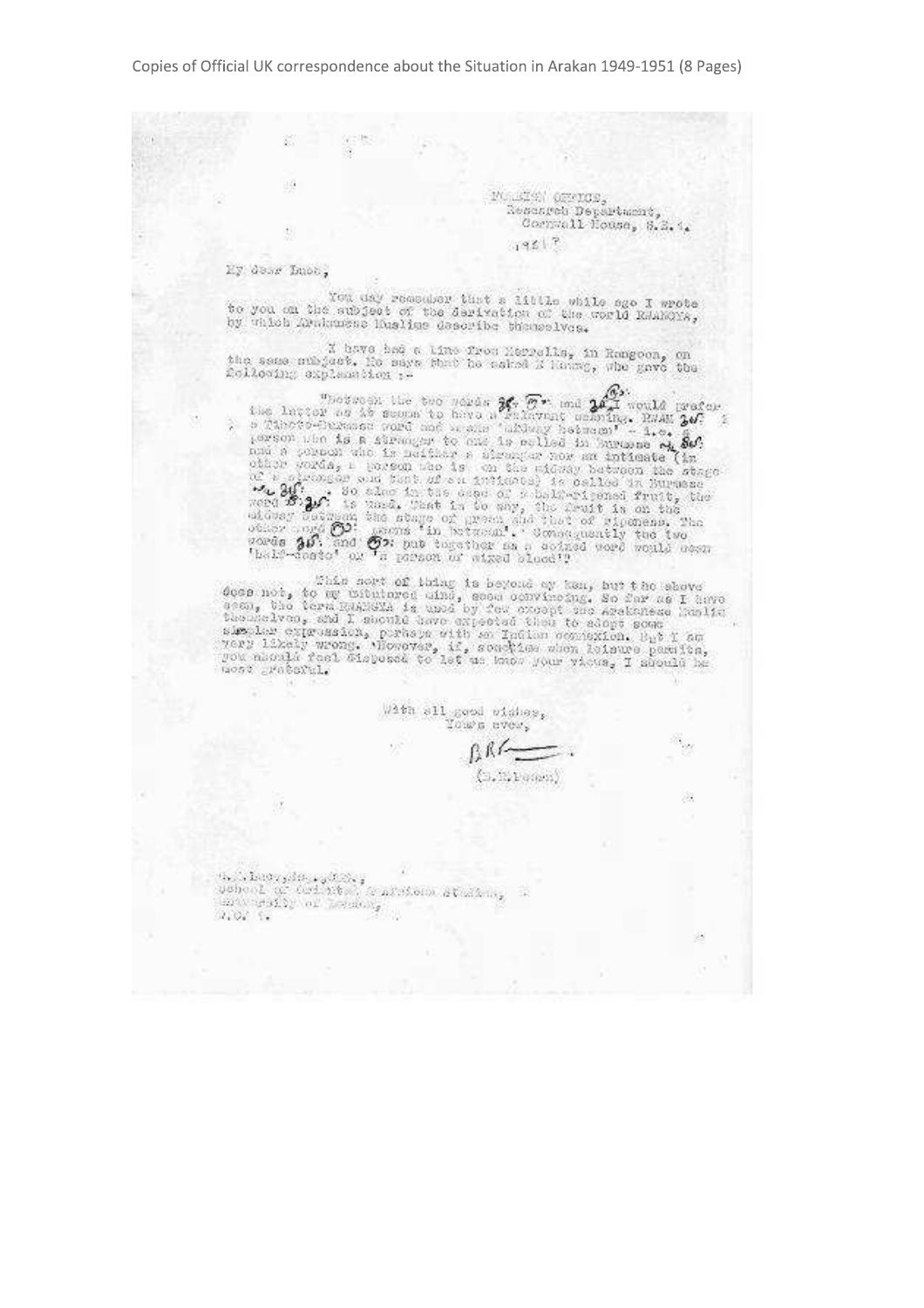FOREIGN OFFICE,
Research Department,
Cornwall House, S.E.1.

1951?

My dear Luce,

You may remember that a little while ago I wrote to you on the subject of the derivation of the world RWANGYA, by which Arakanese Muslims describe themselves.

I have had a line from Merrells, in Rangoon, on the same subject. He says that he asked U Khaung, who gave the following explanation :-

"Between the two words [Burmese script] and [Burmese script] I would prefer the latter as it seems to have a relevant meaning. RWAN [Burmese script] is a Tibeto-Burman word and means 'midway between' – i.e. a person who is a stranger to one is called in Burmese [Burmese script] and a person who is neither a stranger nor an intimate (in other words, a person who is on the midway between the stage of a stranger and that of an intimate) is called in Burmese [Burmese script]. So also in the case of a half-ripened fruit, the word [Burmese script] is used. That is to say, the fruit is on the midway between the stage of green and that of ripeness. The other word [Burmese script] means 'in between'. Consequently the two words [Burmese script] and [Burmese script] put together as a coined word would mean 'half-caste' or 'a person of mixed blood'."

This sort of thing is beyond my ken, but the above does not, to my untutored mind, seem convincing. So far as I have seen, the term RWANGYA is used by few except the Arakanese Muslims themselves, and I should have expected them to adopt some simpler expression, perhaps with an Indian connexion. But I am very likely wrong. However, if, sometime when leisure permits, you should feel disposed to let us know your views, I should be most grateful.

With all good wishes,
Yours ever,

B.R.

(B.R. Pearn)

G.H. Luce, Esq., M.A.,
School of Oriental & African Studies,
University of London,
W.C. 1.